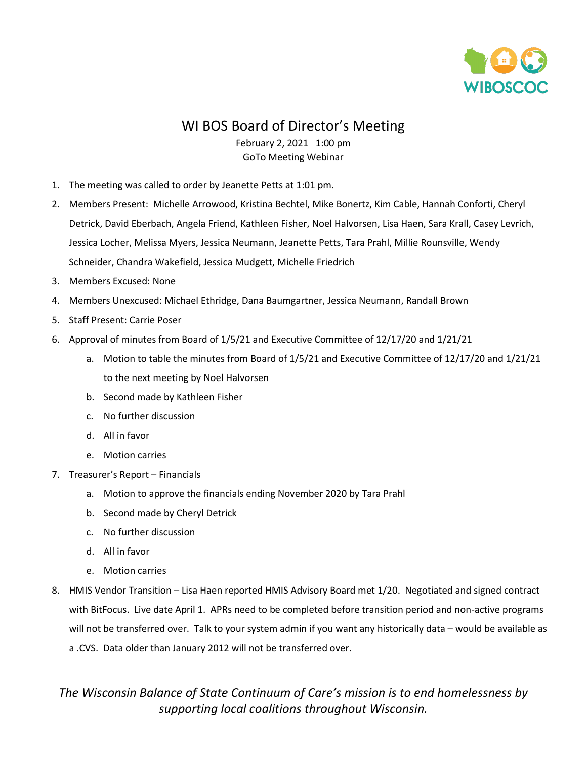# WI BOS Board of Director's Meeting

February 2, 2021 1:00 pm
GoTo Meeting Webinar

1. The meeting was called to order by Jeanette Petts at 1:01 pm.
2. Members Present: Michelle Arrowood, Kristina Bechtel, Mike Bonertz, Kim Cable, Hannah Conforti, Cheryl Detrick, David Eberbach, Angela Friend, Kathleen Fisher, Noel Halvorsen, Lisa Haen, Sara Krall, Casey Levrich, Jessica Locher, Melissa Myers, Jessica Neumann, Jeanette Petts, Tara Prahl, Millie Rounsville, Wendy Schneider, Chandra Wakefield, Jessica Mudgett, Michelle Friedrich
3. Members Excused: None
4. Members Unexcused: Michael Ethridge, Dana Baumgartner, Jessica Neumann, Randall Brown
5. Staff Present: Carrie Poser
6. Approval of minutes from Board of 1/5/21 and Executive Committee of 12/17/20 and 1/21/21
   a. Motion to table the minutes from Board of 1/5/21 and Executive Committee of 12/17/20 and 1/21/21 to the next meeting by Noel Halvorsen
   b. Second made by Kathleen Fisher
   c. No further discussion
   d. All in favor
   e. Motion carries
7. Treasurer's Report – Financials
   a. Motion to approve the financials ending November 2020 by Tara Prahl
   b. Second made by Cheryl Detrick
   c. No further discussion
   d. All in favor
   e. Motion carries
8. HMIS Vendor Transition – Lisa Haen reported HMIS Advisory Board met 1/20. Negotiated and signed contract with BitFocus. Live date April 1. APRs need to be completed before transition period and non-active programs will not be transferred over. Talk to your system admin if you want any historically data – would be available as a .CVS. Data older than January 2012 will not be transferred over.

*The Wisconsin Balance of State Continuum of Care's mission is to end homelessness by supporting local coalitions throughout Wisconsin.*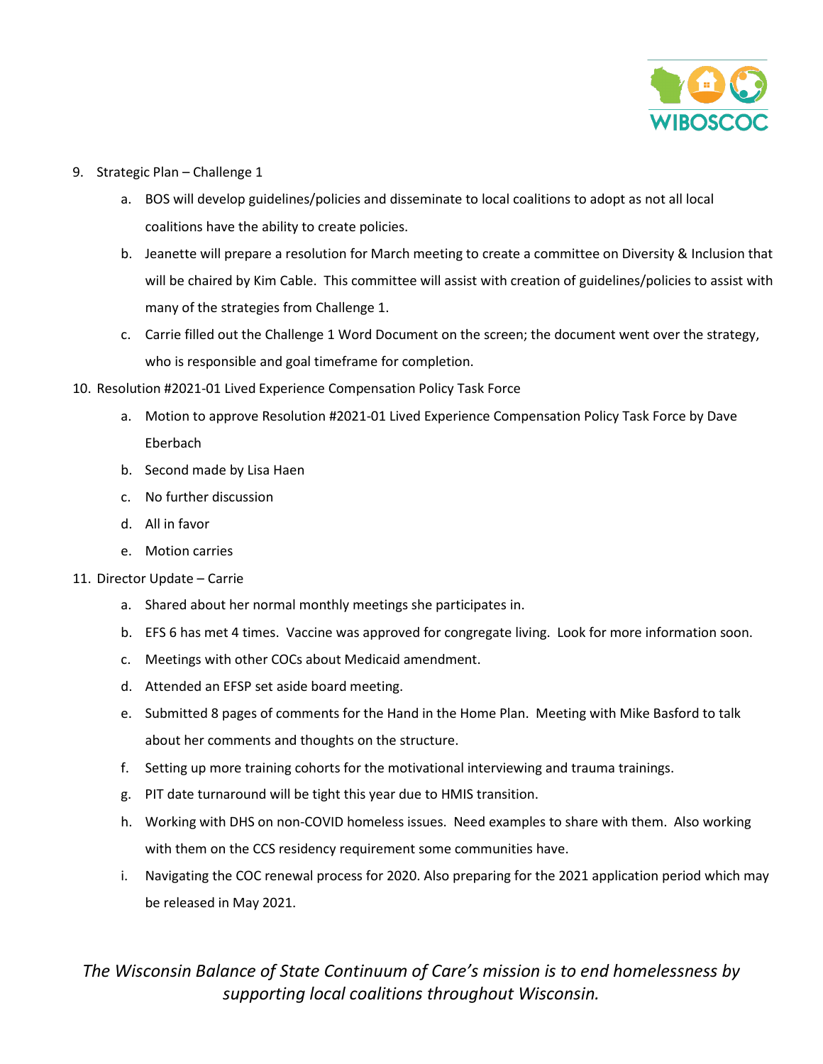9. Strategic Plan – Challenge 1
   a. BOS will develop guidelines/policies and disseminate to local coalitions to adopt as not all local coalitions have the ability to create policies.
   b. Jeanette will prepare a resolution for March meeting to create a committee on Diversity & Inclusion that will be chaired by Kim Cable. This committee will assist with creation of guidelines/policies to assist with many of the strategies from Challenge 1.
   c. Carrie filled out the Challenge 1 Word Document on the screen; the document went over the strategy, who is responsible and goal timeframe for completion.
10. Resolution #2021-01 Lived Experience Compensation Policy Task Force
    a. Motion to approve Resolution #2021-01 Lived Experience Compensation Policy Task Force by Dave Eberbach
    b. Second made by Lisa Haen
    c. No further discussion
    d. All in favor
    e. Motion carries
11. Director Update – Carrie
    a. Shared about her normal monthly meetings she participates in.
    b. EFS 6 has met 4 times. Vaccine was approved for congregate living. Look for more information soon.
    c. Meetings with other COCs about Medicaid amendment.
    d. Attended an EFSP set aside board meeting.
    e. Submitted 8 pages of comments for the Hand in the Home Plan. Meeting with Mike Basford to talk about her comments and thoughts on the structure.
    f. Setting up more training cohorts for the motivational interviewing and trauma trainings.
    g. PIT date turnaround will be tight this year due to HMIS transition.
    h. Working with DHS on non-COVID homeless issues. Need examples to share with them. Also working with them on the CCS residency requirement some communities have.
    i. Navigating the COC renewal process for 2020. Also preparing for the 2021 application period which may be released in May 2021.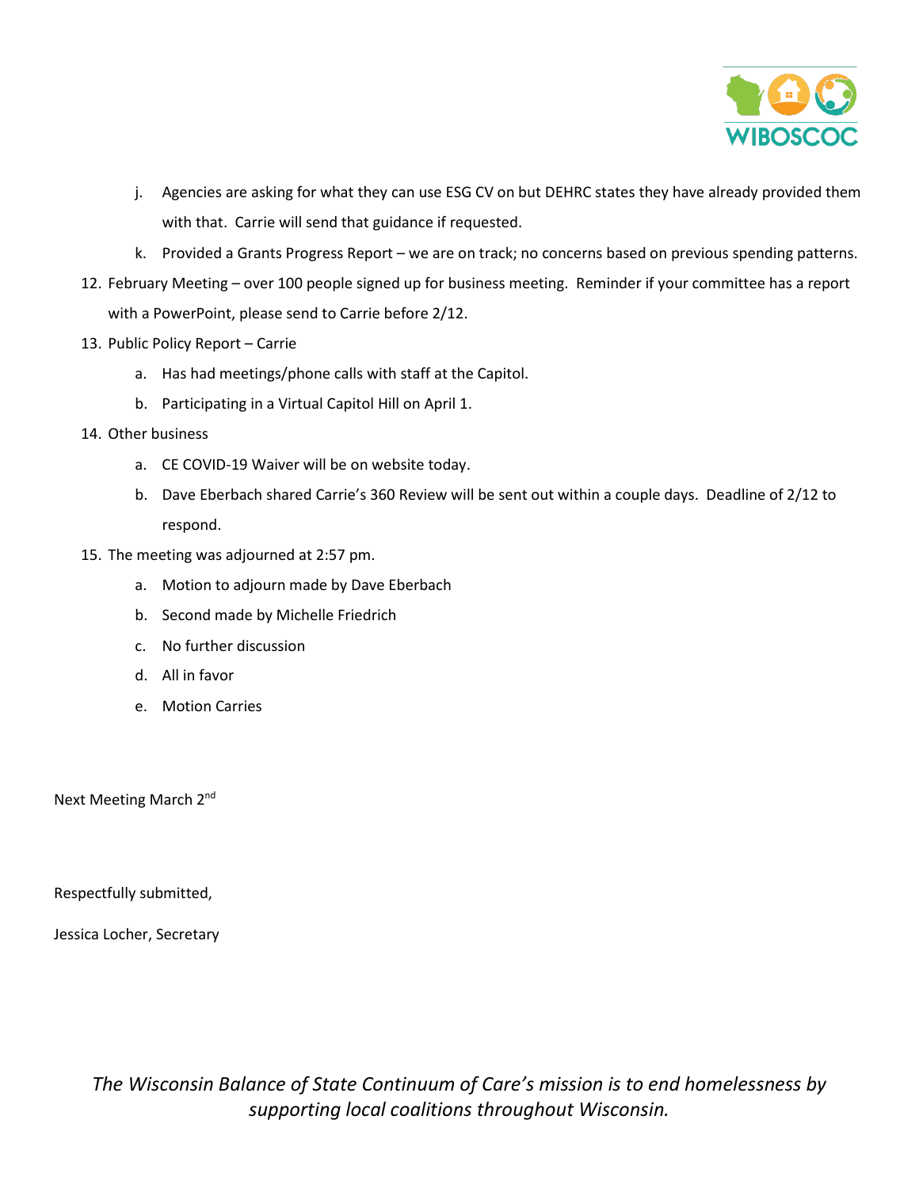j. Agencies are asking for what they can use ESG CV on but DEHRC states they have already provided them with that. Carrie will send that guidance if requested.

k. Provided a Grants Progress Report – we are on track; no concerns based on previous spending patterns.

12. February Meeting – over 100 people signed up for business meeting. Reminder if your committee has a report with a PowerPoint, please send to Carrie before 2/12.
13. Public Policy Report – Carrie
    a. Has had meetings/phone calls with staff at the Capitol.
    b. Participating in a Virtual Capitol Hill on April 1.
14. Other business
    a. CE COVID-19 Waiver will be on website today.
    b. Dave Eberbach shared Carrie's 360 Review will be sent out within a couple days. Deadline of 2/12 to respond.
15. The meeting was adjourned at 2:57 pm.
    a. Motion to adjourn made by Dave Eberbach
    b. Second made by Michelle Friedrich
    c. No further discussion
    d. All in favor
    e. Motion Carries

Next Meeting March 2nd

Respectfully submitted,

Jessica Locher, Secretary

*The Wisconsin Balance of State Continuum of Care's mission is to end homelessness by supporting local coalitions throughout Wisconsin.*